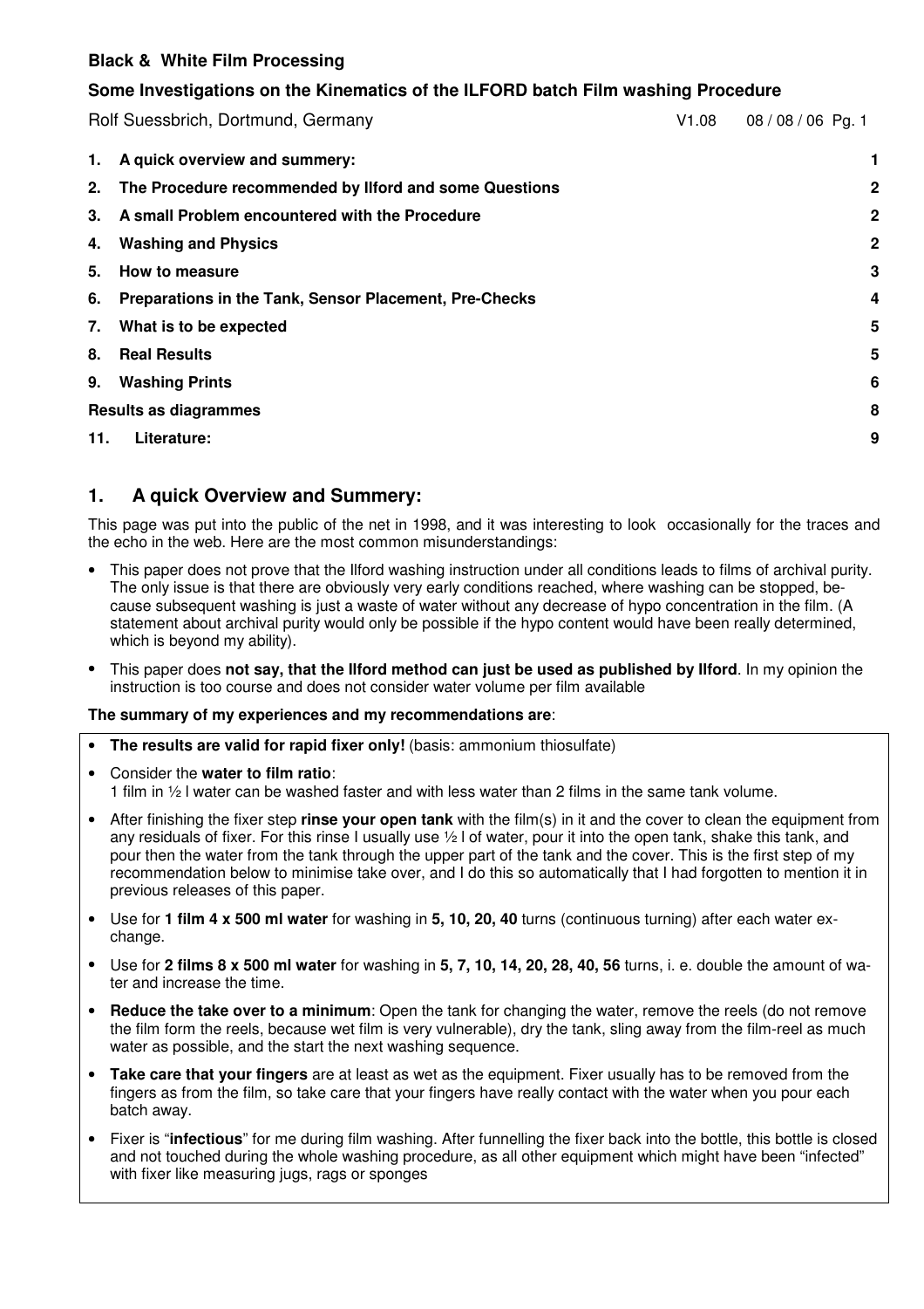**Black & White Film Processing**

**Some Investigations on the Kinematics of the ILFORD batch Film washing Procedure**

Rolf Suessbrich, Dortmund, Germany V1.08 08 / 08 / 06

| | | |
|---|---|---|
| **1.** | **A quick overview and summery:** | **1** |
| **2.** | **The Procedure recommended by Ilford and some Questions** | **2** |
| **3.** | **A small Problem encountered with the Procedure** | **2** |
| **4.** | **Washing and Physics** | **2** |
| **5.** | **How to measure** | **3** |
| **6.** | **Preparations in the Tank, Sensor Placement, Pre-Checks** | **4** |
| **7.** | **What is to be expected** | **5** |
| **8.** | **Real Results** | **5** |
| **9.** | **Washing Prints** | **6** |
| | **Results as diagrammes** | **8** |
| **11.** | **Literature:** | **9** |

## 1. A quick Overview and Summery:

This page was put into the public of the net in 1998, and it was interesting to look occasionally for the traces and the echo in the web. Here are the most common misunderstandings:

- This paper does not prove that the Ilford washing instruction under all conditions leads to films of archival purity. The only issue is that there are obviously very early conditions reached, where washing can be stopped, because subsequent washing is just a waste of water without any decrease of hypo concentration in the film. (A statement about archival purity would only be possible if the hypo content would have been really determined, which is beyond my ability).
- This paper does **not say, that the Ilford method can just be used as published by Ilford**. In my opinion the instruction is too course and does not consider water volume per film available

**The summary of my experiences and my recommendations are**:

- **The results are valid for rapid fixer only!** (basis: ammonium thiosulfate)
- Consider the **water to film ratio**:
  1 film in ½ l water can be washed faster and with less water than 2 films in the same tank volume.
- After finishing the fixer step **rinse your open tank** with the film(s) in it and the cover to clean the equipment from any residuals of fixer. For this rinse I usually use ½ l of water, pour it into the open tank, shake this tank, and pour then the water from the tank through the upper part of the tank and the cover. This is the first step of my recommendation below to minimise take over, and I do this so automatically that I had forgotten to mention it in previous releases of this paper.
- Use for **1 film 4 x 500 ml water** for washing in **5, 10, 20, 40** turns (continuous turning) after each water exchange.
- Use for **2 films 8 x 500 ml water** for washing in **5, 7, 10, 14, 20, 28, 40, 56** turns, i. e. double the amount of water and increase the time.
- **Reduce the take over to a minimum**: Open the tank for changing the water, remove the reels (do not remove the film form the reels, because wet film is very vulnerable), dry the tank, sling away from the film-reel as much water as possible, and the start the next washing sequence.
- **Take care that your fingers** are at least as wet as the equipment. Fixer usually has to be removed from the fingers as from the film, so take care that your fingers have really contact with the water when you pour each batch away.
- Fixer is "**infectious**" for me during film washing. After funnelling the fixer back into the bottle, this bottle is closed and not touched during the whole washing procedure, as all other equipment which might have been "infected" with fixer like measuring jugs, rags or sponges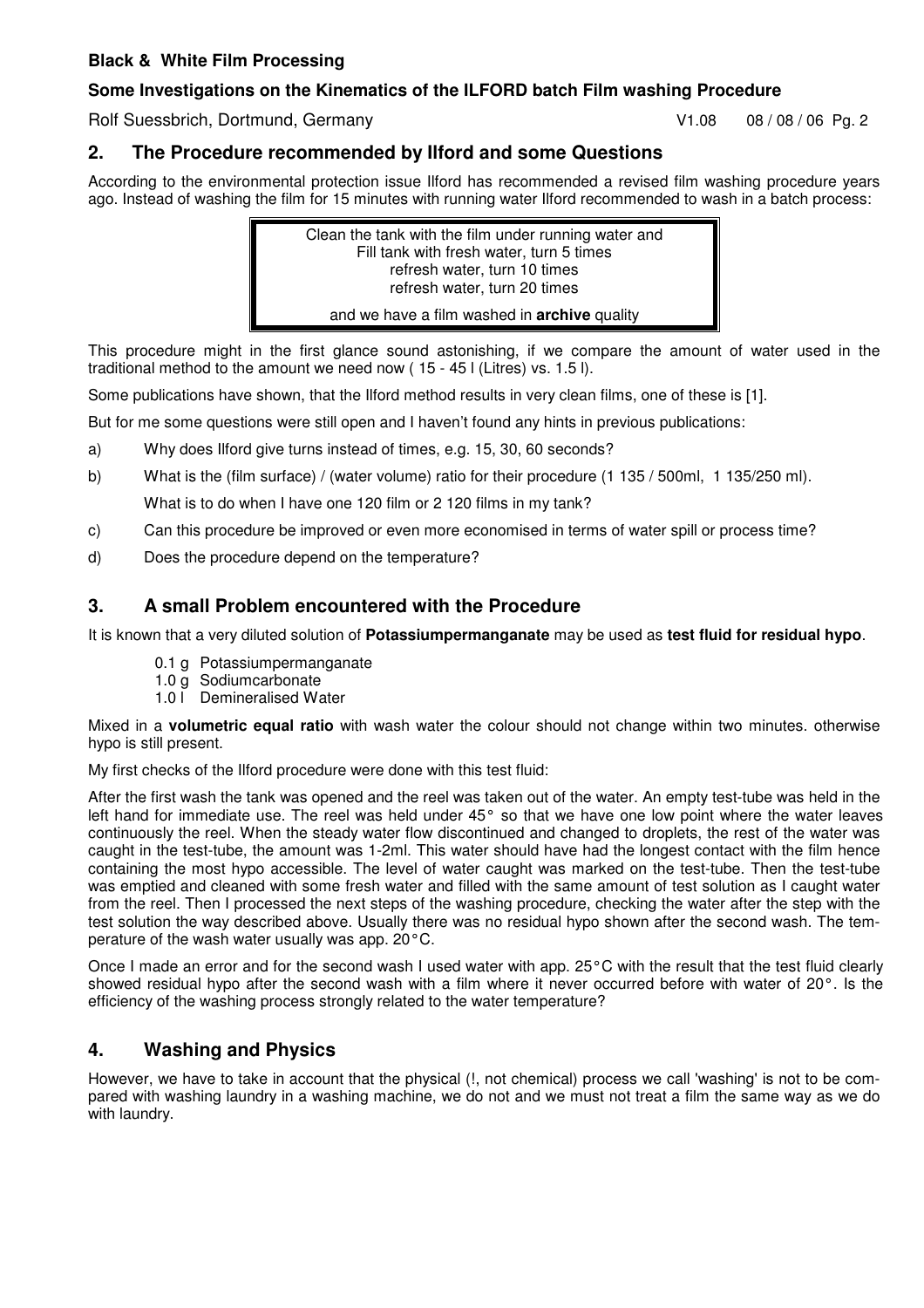## 2. The Procedure recommended by Ilford and some Questions

According to the environmental protection issue Ilford has recommended a revised film washing procedure years ago. Instead of washing the film for 15 minutes with running water Ilford recommended to wash in a batch process:

> Clean the tank with the film under running water and
> Fill tank with fresh water, turn 5 times
> refresh water, turn 10 times
> refresh water, turn 20 times
>
> and we have a film washed in **archive** quality

This procedure might in the first glance sound astonishing, if we compare the amount of water used in the traditional method to the amount we need now ( 15 - 45 l (Litres) vs. 1.5 l).

Some publications have shown, that the Ilford method results in very clean films, one of these is [1].

But for me some questions were still open and I haven't found any hints in previous publications:

a) Why does Ilford give turns instead of times, e.g. 15, 30, 60 seconds?

b) What is the (film surface) / (water volume) ratio for their procedure (1 135 / 500ml, 1 135/250 ml).
What is to do when I have one 120 film or 2 120 films in my tank?

c) Can this procedure be improved or even more economised in terms of water spill or process time?

d) Does the procedure depend on the temperature?

## 3. A small Problem encountered with the Procedure

It is known that a very diluted solution of **Potassiumpermanganate** may be used as **test fluid for residual hypo**.

- 0.1 g Potassiumpermanganate
- 1.0 g Sodiumcarbonate
- 1.0 l Demineralised Water

Mixed in a **volumetric equal ratio** with wash water the colour should not change within two minutes. otherwise hypo is still present.

My first checks of the Ilford procedure were done with this test fluid:

After the first wash the tank was opened and the reel was taken out of the water. An empty test-tube was held in the left hand for immediate use. The reel was held under 45° so that we have one low point where the water leaves continuously the reel. When the steady water flow discontinued and changed to droplets, the rest of the water was caught in the test-tube, the amount was 1-2ml. This water should have had the longest contact with the film hence containing the most hypo accessible. The level of water caught was marked on the test-tube. Then the test-tube was emptied and cleaned with some fresh water and filled with the same amount of test solution as I caught water from the reel. Then I processed the next steps of the washing procedure, checking the water after the step with the test solution the way described above. Usually there was no residual hypo shown after the second wash. The temperature of the wash water usually was app. 20°C.

Once I made an error and for the second wash I used water with app. 25°C with the result that the test fluid clearly showed residual hypo after the second wash with a film where it never occurred before with water of 20°. Is the efficiency of the washing process strongly related to the water temperature?

## 4. Washing and Physics

However, we have to take in account that the physical (!, not chemical) process we call 'washing' is not to be compared with washing laundry in a washing machine, we do not and we must not treat a film the same way as we do with laundry.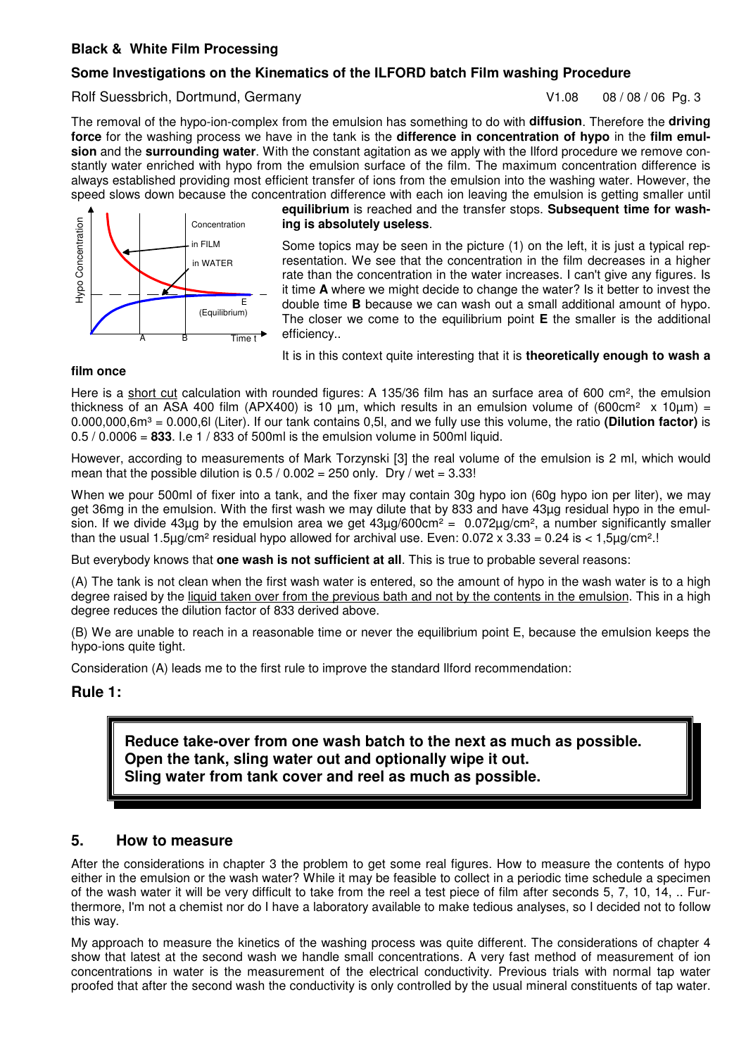**Black & White Film Processing**

**Some Investigations on the Kinematics of the ILFORD batch Film washing Procedure**

Rolf Suessbrich, Dortmund, Germany V1.08 08 / 08 / 06 Pg. 3

The removal of the hypo-ion-complex from the emulsion has something to do with **diffusion**. Therefore the **driving force** for the washing process we have in the tank is the **difference in concentration of hypo** in the **film emulsion** and the **surrounding water**. With the constant agitation as we apply with the Ilford procedure we remove constantly water enriched with hypo from the emulsion surface of the film. The maximum concentration difference is always established providing most efficient transfer of ions from the emulsion into the washing water. However, the speed slows down because the concentration difference with each ion leaving the emulsion is getting smaller until **equilibrium** is reached and the transfer stops. **Subsequent time for washing is absolutely useless**.

Some topics may be seen in the picture (1) on the left, it is just a typical representation. We see that the concentration in the film decreases in a higher rate than the concentration in the water increases. I can't give any figures. Is it time **A** where we might decide to change the water? Is it better to invest the double time **B** because we can wash out a small additional amount of hypo. The closer we come to the equilibrium point **E** the smaller is the additional efficiency..

It is in this context quite interesting that it is **theoretically enough to wash a film once**

Here is a short cut calculation with rounded figures: A 135/36 film has an surface area of 600 cm², the emulsion thickness of an ASA 400 film (APX400) is 10 µm, which results in an emulsion volume of (600cm² x 10µm) = 0.000,000,6m³ = 0.000,6l (Liter). If our tank contains 0,5l, and we fully use this volume, the ratio **(Dilution factor)** is 0.5 / 0.0006 = **833**. I.e 1 / 833 of 500ml is the emulsion volume in 500ml liquid.

However, according to measurements of Mark Torzynski [3] the real volume of the emulsion is 2 ml, which would mean that the possible dilution is 0.5 / 0.002 = 250 only. Dry / wet = 3.33!

When we pour 500ml of fixer into a tank, and the fixer may contain 30g hypo ion (60g hypo ion per liter), we may get 36mg in the emulsion. With the first wash we may dilute that by 833 and have 43µg residual hypo in the emulsion. If we divide 43µg by the emulsion area we get 43µg/600cm² = 0.072µg/cm², a number significantly smaller than the usual 1.5µg/cm² residual hypo allowed for archival use. Even: 0.072 x 3.33 = 0.24 is < 1,5µg/cm².!

But everybody knows that **one wash is not sufficient at all**. This is true to probable several reasons:

(A) The tank is not clean when the first wash water is entered, so the amount of hypo in the wash water is to a high degree raised by the liquid taken over from the previous bath and not by the contents in the emulsion. This in a high degree reduces the dilution factor of 833 derived above.

(B) We are unable to reach in a reasonable time or never the equilibrium point E, because the emulsion keeps the hypo-ions quite tight.

Consideration (A) leads me to the first rule to improve the standard Ilford recommendation:

### Rule 1:

> **Reduce take-over from one wash batch to the next as much as possible.**
> **Open the tank, sling water out and optionally wipe it out.**
> **Sling water from tank cover and reel as much as possible.**

## 5. How to measure

After the considerations in chapter 3 the problem to get some real figures. How to measure the contents of hypo either in the emulsion or the wash water? While it may be feasible to collect in a periodic time schedule a specimen of the wash water it will be very difficult to take from the reel a test piece of film after seconds 5, 7, 10, 14, .. Furthermore, I'm not a chemist nor do I have a laboratory available to make tedious analyses, so I decided not to follow this way.

My approach to measure the kinetics of the washing process was quite different. The considerations of chapter 4 show that latest at the second wash we handle small concentrations. A very fast method of measurement of ion concentrations in water is the measurement of the electrical conductivity. Previous trials with normal tap water proofed that after the second wash the conductivity is only controlled by the usual mineral constituents of tap water.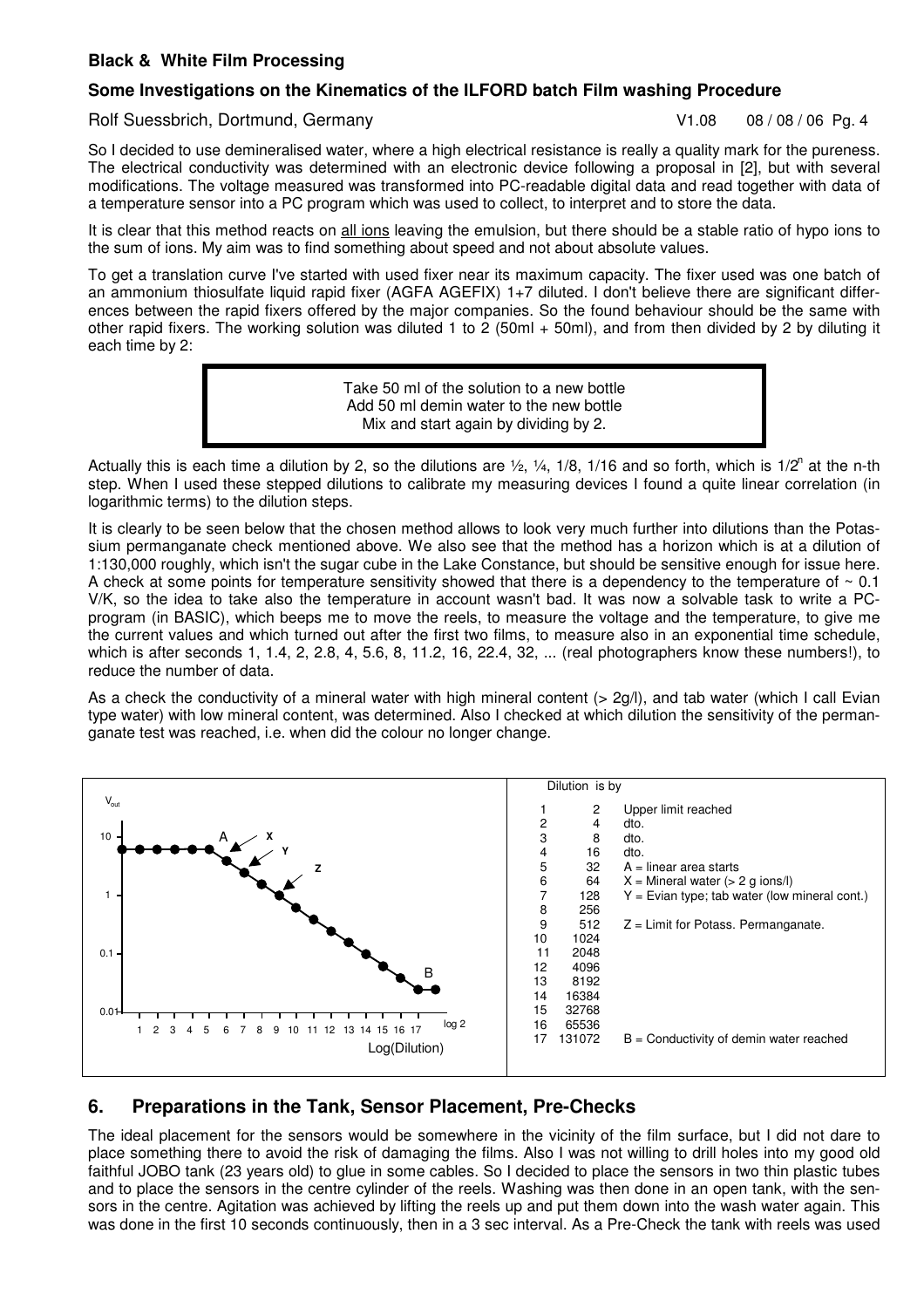So I decided to use demineralised water, where a high electrical resistance is really a quality mark for the pureness. The electrical conductivity was determined with an electronic device following a proposal in [2], but with several modifications. The voltage measured was transformed into PC-readable digital data and read together with data of a temperature sensor into a PC program which was used to collect, to interpret and to store the data.

It is clear that this method reacts on all ions leaving the emulsion, but there should be a stable ratio of hypo ions to the sum of ions. My aim was to find something about speed and not about absolute values.

To get a translation curve I've started with used fixer near its maximum capacity. The fixer used was one batch of an ammonium thiosulfate liquid rapid fixer (AGFA AGEFIX) 1+7 diluted. I don't believe there are significant differences between the rapid fixers offered by the major companies. So the found behaviour should be the same with other rapid fixers. The working solution was diluted 1 to 2 (50ml + 50ml), and from then divided by 2 by diluting it each time by 2:

> Take 50 ml of the solution to a new bottle
> Add 50 ml demin water to the new bottle
> Mix and start again by dividing by 2.

Actually this is each time a dilution by 2, so the dilutions are ½, ¼, 1/8, 1/16 and so forth, which is $1/2^n$ at the n-th step. When I used these stepped dilutions to calibrate my measuring devices I found a quite linear correlation (in logarithmic terms) to the dilution steps.

It is clearly to be seen below that the chosen method allows to look very much further into dilutions than the Potassium permanganate check mentioned above. We also see that the method has a horizon which is at a dilution of 1:130,000 roughly, which isn't the sugar cube in the Lake Constance, but should be sensitive enough for issue here. A check at some points for temperature sensitivity showed that there is a dependency to the temperature of ~ 0.1 V/K, so the idea to take also the temperature in account wasn't bad. It was now a solvable task to write a PC-program (in BASIC), which beeps me to move the reels, to measure the voltage and the temperature, to give me the current values and which turned out after the first two films, to measure also in an exponential time schedule, which is after seconds 1, 1.4, 2, 2.8, 4, 5.6, 8, 11.2, 16, 22.4, 32, ... (real photographers know these numbers!), to reduce the number of data.

As a check the conductivity of a mineral water with high mineral content (> 2g/l), and tab water (which I call Evian type water) with low mineral content, was determined. Also I checked at which dilution the sensitivity of the permanganate test was reached, i.e. when did the colour no longer change.

| Step | Dilution is by | |
|---|---|---|
| 1 | 2 | Upper limit reached |
| 2 | 4 | dto. |
| 3 | 8 | dto. |
| 4 | 16 | dto. |
| 5 | 32 | A = linear area starts |
| 6 | 64 | X = Mineral water (> 2 g ions/l) |
| 7 | 128 | Y = Evian type; tab water (low mineral cont.) |
| 8 | 256 | |
| 9 | 512 | Z = Limit for Potass. Permanganate. |
| 10 | 1024 | |
| 11 | 2048 | |
| 12 | 4096 | |
| 13 | 8192 | |
| 14 | 16384 | |
| 15 | 32768 | |
| 16 | 65536 | |
| 17 | 131072 | B = Conductivity of demin water reached |

## 6. Preparations in the Tank, Sensor Placement, Pre-Checks

The ideal placement for the sensors would be somewhere in the vicinity of the film surface, but I did not dare to place something there to avoid the risk of damaging the films. Also I was not willing to drill holes into my good old faithful JOBO tank (23 years old) to glue in some cables. So I decided to place the sensors in two thin plastic tubes and to place the sensors in the centre cylinder of the reels. Washing was then done in an open tank, with the sensors in the centre. Agitation was achieved by lifting the reels up and put them down into the wash water again. This was done in the first 10 seconds continuously, then in a 3 sec interval. As a Pre-Check the tank with reels was used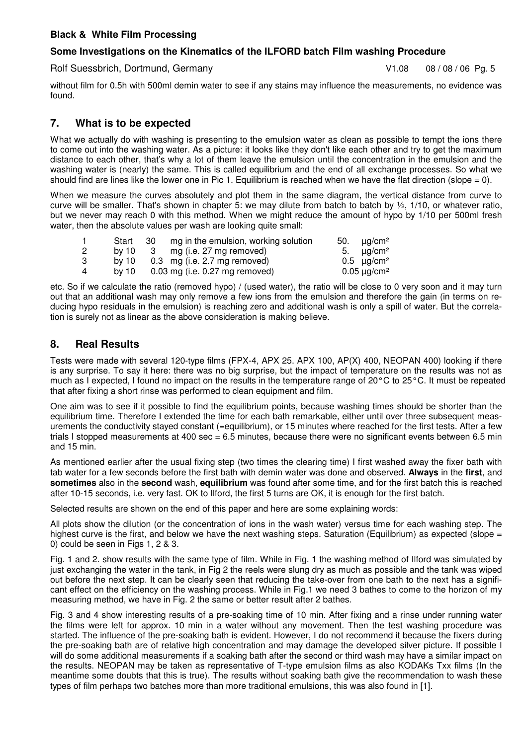without film for 0.5h with 500ml demin water to see if any stains may influence the measurements, no evidence was found.

## 7. What is to be expected

What we actually do with washing is presenting to the emulsion water as clean as possible to tempt the ions there to come out into the washing water. As a picture: it looks like they don't like each other and try to get the maximum distance to each other, that's why a lot of them leave the emulsion until the concentration in the emulsion and the washing water is (nearly) the same. This is called equilibrium and the end of all exchange processes. So what we should find are lines like the lower one in Pic 1. Equilibrium is reached when we have the flat direction (slope = 0).

When we measure the curves absolutely and plot them in the same diagram, the vertical distance from curve to curve will be smaller. That's shown in chapter 5: we may dilute from batch to batch by ½, 1/10, or whatever ratio, but we never may reach 0 with this method. When we might reduce the amount of hypo by 1/10 per 500ml fresh water, then the absolute values per wash are looking quite small:

| | | | | |
|---|---|---|---|---|
| 1 | Start | 30 | mg in the emulsion, working solution | 50. µg/cm² |
| 2 | by 10 | 3 | mg (i.e. 27 mg removed) | 5. µg/cm² |
| 3 | by 10 | 0.3 | mg (i.e. 2.7 mg removed) | 0.5 µg/cm² |
| 4 | by 10 | 0.03 | mg (i.e. 0.27 mg removed) | 0.05 µg/cm² |

etc. So if we calculate the ratio (removed hypo) / (used water), the ratio will be close to 0 very soon and it may turn out that an additional wash may only remove a few ions from the emulsion and therefore the gain (in terms on reducing hypo residuals in the emulsion) is reaching zero and additional wash is only a spill of water. But the correlation is surely not as linear as the above consideration is making believe.

## 8. Real Results

Tests were made with several 120-type films (FPX-4, APX 25. APX 100, AP(X) 400, NEOPAN 400) looking if there is any surprise. To say it here: there was no big surprise, but the impact of temperature on the results was not as much as I expected, I found no impact on the results in the temperature range of 20°C to 25°C. It must be repeated that after fixing a short rinse was performed to clean equipment and film.

One aim was to see if it possible to find the equilibrium points, because washing times should be shorter than the equilibrium time. Therefore I extended the time for each bath remarkable, either until over three subsequent measurements the conductivity stayed constant (=equilibrium), or 15 minutes where reached for the first tests. After a few trials I stopped measurements at 400 sec = 6.5 minutes, because there were no significant events between 6.5 min and 15 min.

As mentioned earlier after the usual fixing step (two times the clearing time) I first washed away the fixer bath with tab water for a few seconds before the first bath with demin water was done and observed. **Always** in the **first**, and **sometimes** also in the **second** wash, **equilibrium** was found after some time, and for the first batch this is reached after 10-15 seconds, i.e. very fast. OK to Ilford, the first 5 turns are OK, it is enough for the first batch.

Selected results are shown on the end of this paper and here are some explaining words:

All plots show the dilution (or the concentration of ions in the wash water) versus time for each washing step. The highest curve is the first, and below we have the next washing steps. Saturation (Equilibrium) as expected (slope = 0) could be seen in Figs 1, 2 & 3.

Fig. 1 and 2. show results with the same type of film. While in Fig. 1 the washing method of Ilford was simulated by just exchanging the water in the tank, in Fig 2 the reels were slung dry as much as possible and the tank was wiped out before the next step. It can be clearly seen that reducing the take-over from one bath to the next has a significant effect on the efficiency on the washing process. While in Fig.1 we need 3 bathes to come to the horizon of my measuring method, we have in Fig. 2 the same or better result after 2 baths.

Fig. 3 and 4 show interesting results of a pre-soaking time of 10 min. After fixing and a rinse under running water the films were left for approx. 10 min in a water without any movement. Then the test washing procedure was started. The influence of the pre-soaking bath is evident. However, I do not recommend it because the fixers during the pre-soaking bath are of relative high concentration and may damage the developed silver picture. If possible I will do some additional measurements if a soaking bath after the second or third wash may have a similar impact on the results. NEOPAN may be taken as representative of T-type emulsion films as also KODAKs Txx films (In the meantime some doubts that this is true). The results without soaking bath give the recommendation to wash these types of film perhaps two batches more than more traditional emulsions, this was also found in [1].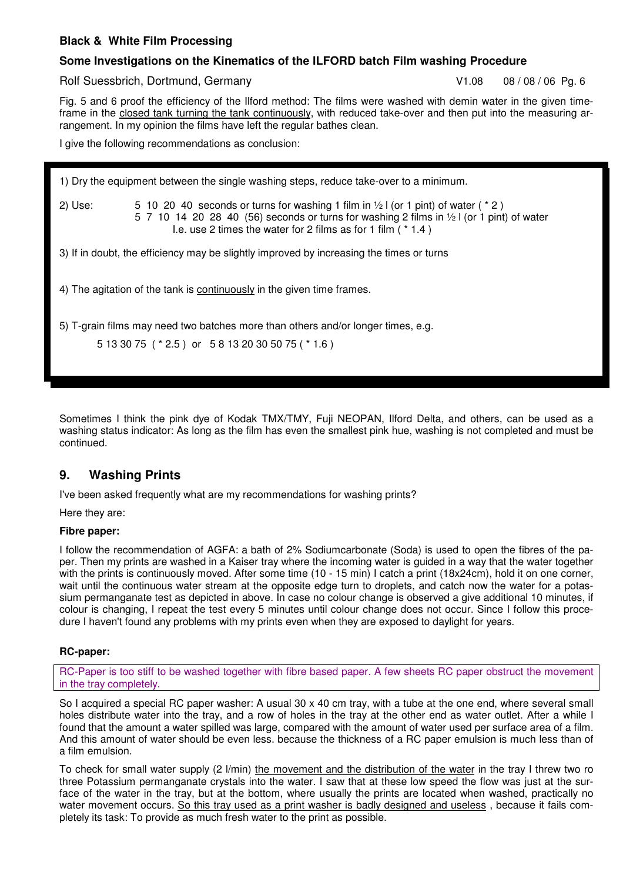Fig. 5 and 6 proof the efficiency of the Ilford method: The films were washed with demin water in the given time-frame in the closed tank turning the tank continuously, with reduced take-over and then put into the measuring arrangement. In my opinion the films have left the regular bathes clean.

I give the following recommendations as conclusion:

> 1) Dry the equipment between the single washing steps, reduce take-over to a minimum.
>
> 2) Use: 5 10 20 40 seconds or turns for washing 1 film in ½ l (or 1 pint) of water ( * 2 )
> 5 7 10 14 20 28 40 (56) seconds or turns for washing 2 films in ½ l (or 1 pint) of water
> I.e. use 2 times the water for 2 films as for 1 film ( * 1.4 )
>
> 3) If in doubt, the efficiency may be slightly improved by increasing the times or turns
>
> 4) The agitation of the tank is continuously in the given time frames.
>
> 5) T-grain films may need two batches more than others and/or longer times, e.g.
>
> 5 13 30 75 ( * 2.5 ) or 5 8 13 20 30 50 75 ( * 1.6 )

Sometimes I think the pink dye of Kodak TMX/TMY, Fuji NEOPAN, Ilford Delta, and others, can be used as a washing status indicator: As long as the film has even the smallest pink hue, washing is not completed and must be continued.

## 9. Washing Prints

I've been asked frequently what are my recommendations for washing prints?

Here they are:

**Fibre paper:**

I follow the recommendation of AGFA: a bath of 2% Sodiumcarbonate (Soda) is used to open the fibres of the paper. Then my prints are washed in a Kaiser tray where the incoming water is guided in a way that the water together with the prints is continuously moved. After some time (10 - 15 min) I catch a print (18x24cm), hold it on one corner, wait until the continuous water stream at the opposite edge turn to droplets, and catch now the water for a potassium permanganate test as depicted in above. In case no colour change is observed a give additional 10 minutes, if colour is changing, I repeat the test every 5 minutes until colour change does not occur. Since I follow this procedure I haven't found any problems with my prints even when they are exposed to daylight for years.

**RC-paper:**

> RC-Paper is too stiff to be washed together with fibre based paper. A few sheets RC paper obstruct the movement in the tray completely.

So I acquired a special RC paper washer: A usual 30 x 40 cm tray, with a tube at the one end, where several small holes distribute water into the tray, and a row of holes in the tray at the other end as water outlet. After a while I found that the amount a water spilled was large, compared with the amount of water used per surface area of a film. And this amount of water should be even less. because the thickness of a RC paper emulsion is much less than of a film emulsion.

To check for small water supply (2 l/min) the movement and the distribution of the water in the tray I threw two ro three Potassium permanganate crystals into the water. I saw that at these low speed the flow was just at the surface of the water in the tray, but at the bottom, where usually the prints are located when washed, practically no water movement occurs. So this tray used as a print washer is badly designed and useless , because it fails completely its task: To provide as much fresh water to the print as possible.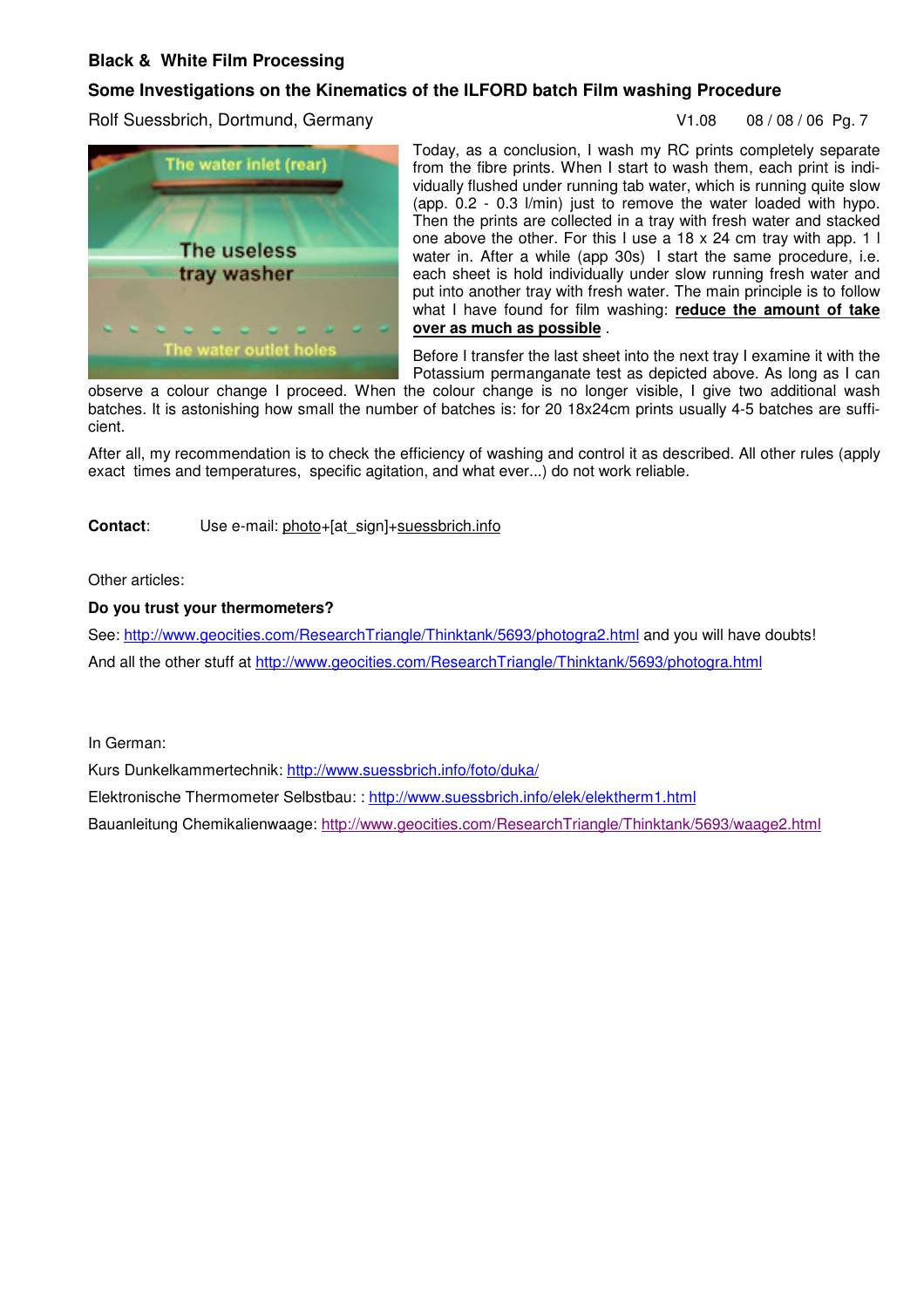Today, as a conclusion, I wash my RC prints completely separate from the fibre prints. When I start to wash them, each print is individually flushed under running tab water, which is running quite slow (app. 0.2 - 0.3 l/min) just to remove the water loaded with hypo. Then the prints are collected in a tray with fresh water and stacked one above the other. For this I use a 18 x 24 cm tray with app. 1 l water in. After a while (app 30s) I start the same procedure, i.e. each sheet is hold individually under slow running fresh water and put into another tray with fresh water. The main principle is to follow what I have found for film washing: **reduce the amount of take over as much as possible** .

Before I transfer the last sheet into the next tray I examine it with the Potassium permanganate test as depicted above. As long as I can observe a colour change I proceed. When the colour change is no longer visible, I give two additional wash batches. It is astonishing how small the number of batches is: for 20 18x24cm prints usually 4-5 batches are sufficient.

After all, my recommendation is to check the efficiency of washing and control it as described. All other rules (apply exact times and temperatures, specific agitation, and what ever...) do not work reliable.

**Contact**: Use e-mail: photo+[at_sign]+suessbrich.info

Other articles:

**Do you trust your thermometers?**

See: http://www.geocities.com/ResearchTriangle/Thinktank/5693/photogra2.html and you will have doubts!

And all the other stuff at http://www.geocities.com/ResearchTriangle/Thinktank/5693/photogra.html

In German:

Kurs Dunkelkammertechnik: http://www.suessbrich.info/foto/duka/

Elektronische Thermometer Selbstbau: : http://www.suessbrich.info/elek/elektherm1.html

Bauanleitung Chemikalienwaage: http://www.geocities.com/ResearchTriangle/Thinktank/5693/waage2.html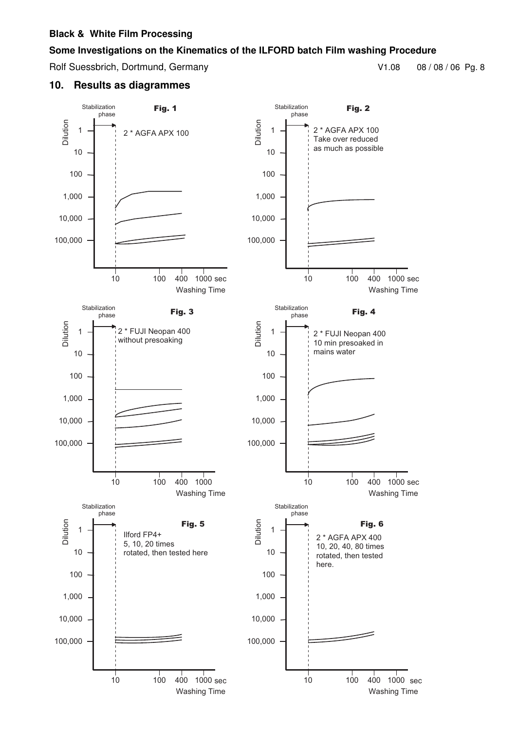## 10. Results as diagrammes

**Fig. 1**

Stabilization phase

Dilution: 1, 10, 100, 1,000, 10,000, 100,000

2 * AGFA APX 100

Washing Time: 10, 100, 400, 1000 sec

**Fig. 2**

Stabilization phase

Dilution: 1, 10, 100, 1,000, 10,000, 100,000

2 * AGFA APX 100
Take over reduced
as much as possible

Washing Time: 10, 100, 400, 1000 sec

**Fig. 3**

Stabilization phase

Dilution: 1, 10, 100, 1,000, 10,000, 100,000

2 * FUJI Neopan 400
without presoaking

Washing Time: 10, 100, 400, 1000

**Fig. 4**

Stabilization phase

Dilution: 1, 10, 100, 1,000, 10,000, 100,000

2 * FUJI Neopan 400
10 min presoaked in
mains water

Washing Time: 10, 100, 400, 1000 sec

**Fig. 5**

Stabilization phase

Dilution: 1, 10, 100, 1,000, 10,000, 100,000

Ilford FP4+
5, 10, 20 times
rotated, then tested here

Washing Time: 10, 100, 400, 1000 sec

**Fig. 6**

Stabilization phase

Dilution: 1, 10, 100, 1,000, 10,000, 100,000

2 * AGFA APX 400
10, 20, 40, 80 times
rotated, then tested
here.

Washing Time: 10, 100, 400, 1000 sec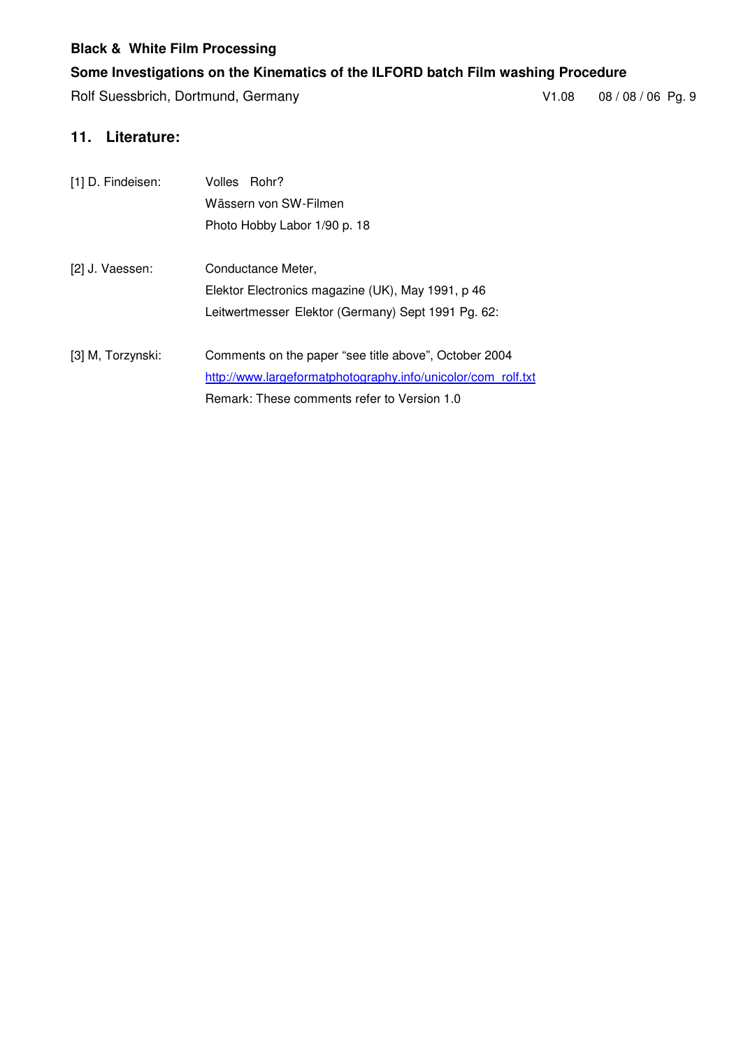## 11. Literature:

[1] D. Findeisen: Volles Rohr?
Wässern von SW-Filmen
Photo Hobby Labor 1/90 p. 18

[2] J. Vaessen: Conductance Meter,
Elektor Electronics magazine (UK), May 1991, p 46
Leitwertmesser Elektor (Germany) Sept 1991 Pg. 62:

[3] M, Torzynski: Comments on the paper “see title above”, October 2004
http://www.largeformatphotography.info/unicolor/com_rolf.txt
Remark: These comments refer to Version 1.0